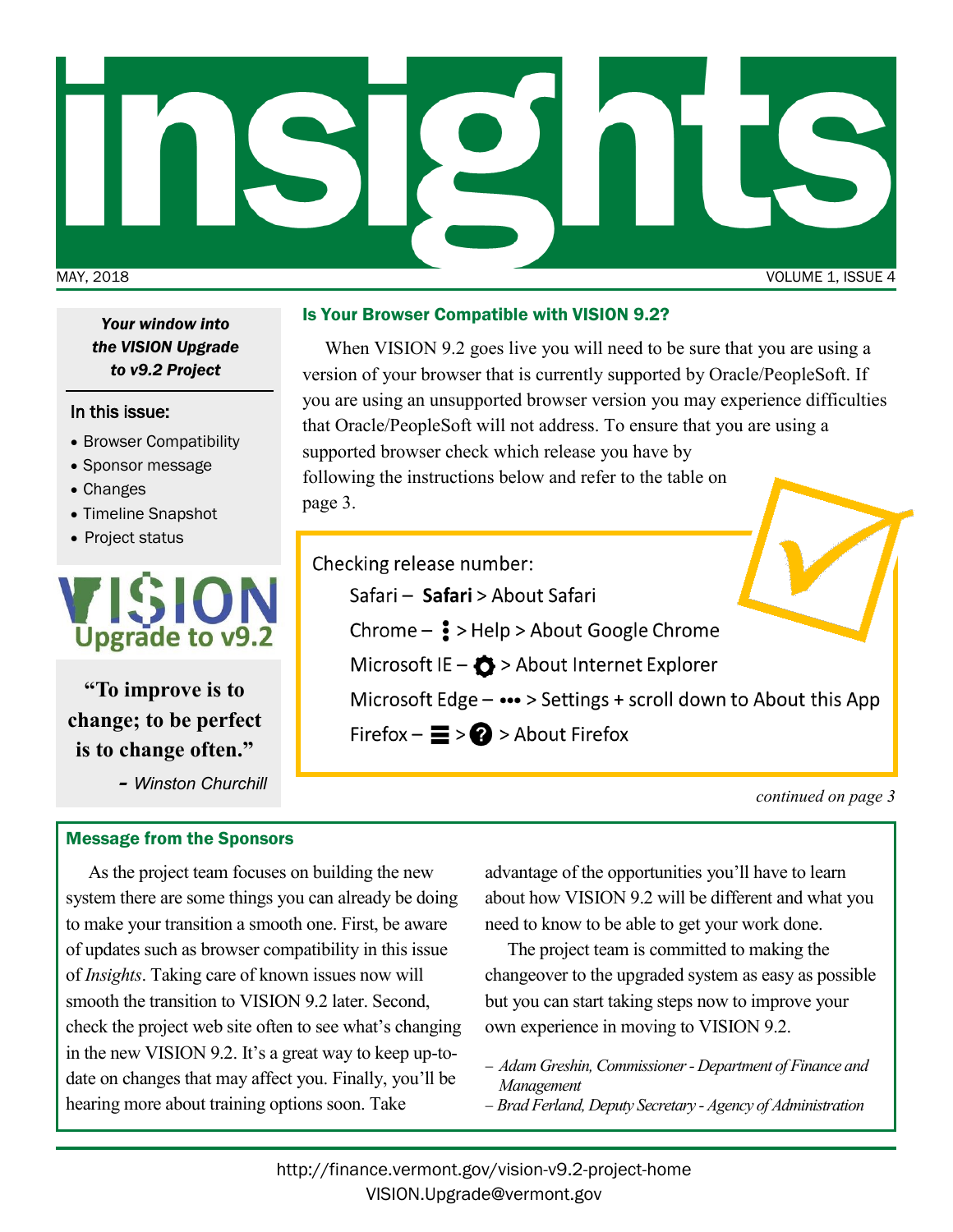# insights

MAY, 2018 VOLUME 1, ISSUE 4

***Your window into the VISION Upgrade to v9.2 Project***

**In this issue:**

- Browser Compatibility
- Sponsor message
- Changes
- Timeline Snapshot
- Project status

VISION Upgrade to v9.2

**"To improve is to change; to be perfect is to change often."**

*– Winston Churchill*

## Is Your Browser Compatible with VISION 9.2?

When VISION 9.2 goes live you will need to be sure that you are using a version of your browser that is currently supported by Oracle/PeopleSoft. If you are using an unsupported browser version you may experience difficulties that Oracle/PeopleSoft will not address. To ensure that you are using a supported browser check which release you have by following the instructions below and refer to the table on page 3.

Checking release number:

- Safari – **Safari** > About Safari
- Chrome – ⋮ > Help > About Google Chrome
- Microsoft IE – ⚙ > About Internet Explorer
- Microsoft Edge – ••• > Settings + scroll down to About this App
- Firefox – ☰ > ? > About Firefox

*continued on page 3*

## Message from the Sponsors

As the project team focuses on building the new system there are some things you can already be doing to make your transition a smooth one. First, be aware of updates such as browser compatibility in this issue of *Insights*. Taking care of known issues now will smooth the transition to VISION 9.2 later. Second, check the project web site often to see what's changing in the new VISION 9.2. It's a great way to keep up-to-date on changes that may affect you. Finally, you'll be hearing more about training options soon. Take advantage of the opportunities you'll have to learn about how VISION 9.2 will be different and what you need to know to be able to get your work done.

The project team is committed to making the changeover to the upgraded system as easy as possible but you can start taking steps now to improve your own experience in moving to VISION 9.2.

*– Adam Greshin, Commissioner - Department of Finance and Management*
*– Brad Ferland, Deputy Secretary - Agency of Administration*

http://finance.vermont.gov/vision-v9.2-project-home
VISION.Upgrade@vermont.gov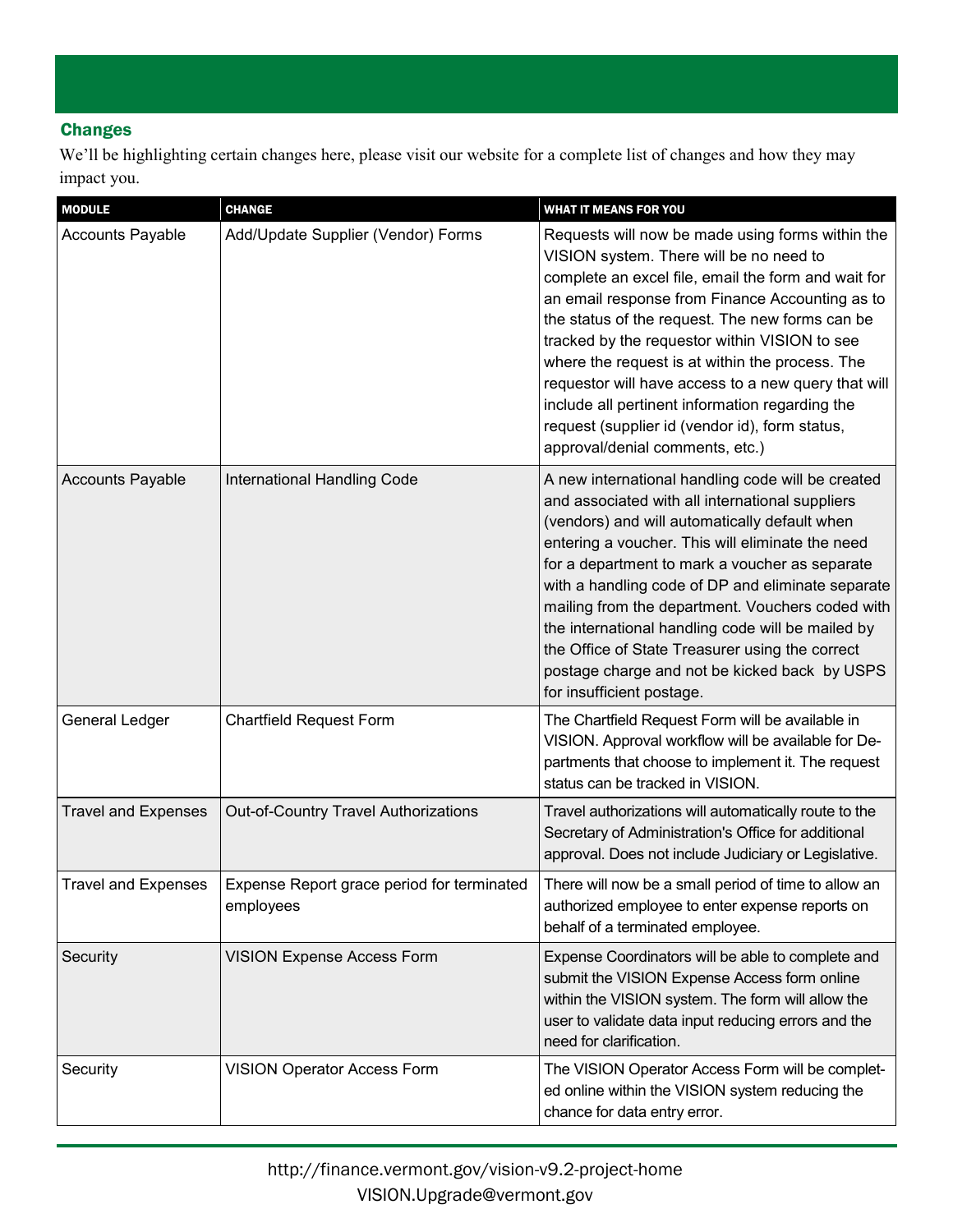## Changes

We'll be highlighting certain changes here, please visit our website for a complete list of changes and how they may impact you.

| MODULE | CHANGE | WHAT IT MEANS FOR YOU |
|---|---|---|
| Accounts Payable | Add/Update Supplier (Vendor) Forms | Requests will now be made using forms within the VISION system. There will be no need to complete an excel file, email the form and wait for an email response from Finance Accounting as to the status of the request. The new forms can be tracked by the requestor within VISION to see where the request is at within the process. The requestor will have access to a new query that will include all pertinent information regarding the request (supplier id (vendor id), form status, approval/denial comments, etc.) |
| Accounts Payable | International Handling Code | A new international handling code will be created and associated with all international suppliers (vendors) and will automatically default when entering a voucher. This will eliminate the need for a department to mark a voucher as separate with a handling code of DP and eliminate separate mailing from the department. Vouchers coded with the international handling code will be mailed by the Office of State Treasurer using the correct postage charge and not be kicked back by USPS for insufficient postage. |
| General Ledger | Chartfield Request Form | The Chartfield Request Form will be available in VISION. Approval workflow will be available for Departments that choose to implement it. The request status can be tracked in VISION. |
| Travel and Expenses | Out-of-Country Travel Authorizations | Travel authorizations will automatically route to the Secretary of Administration's Office for additional approval. Does not include Judiciary or Legislative. |
| Travel and Expenses | Expense Report grace period for terminated employees | There will now be a small period of time to allow an authorized employee to enter expense reports on behalf of a terminated employee. |
| Security | VISION Expense Access Form | Expense Coordinators will be able to complete and submit the VISION Expense Access form online within the VISION system. The form will allow the user to validate data input reducing errors and the need for clarification. |
| Security | VISION Operator Access Form | The VISION Operator Access Form will be completed online within the VISION system reducing the chance for data entry error. |

http://finance.vermont.gov/vision-v9.2-project-home
VISION.Upgrade@vermont.gov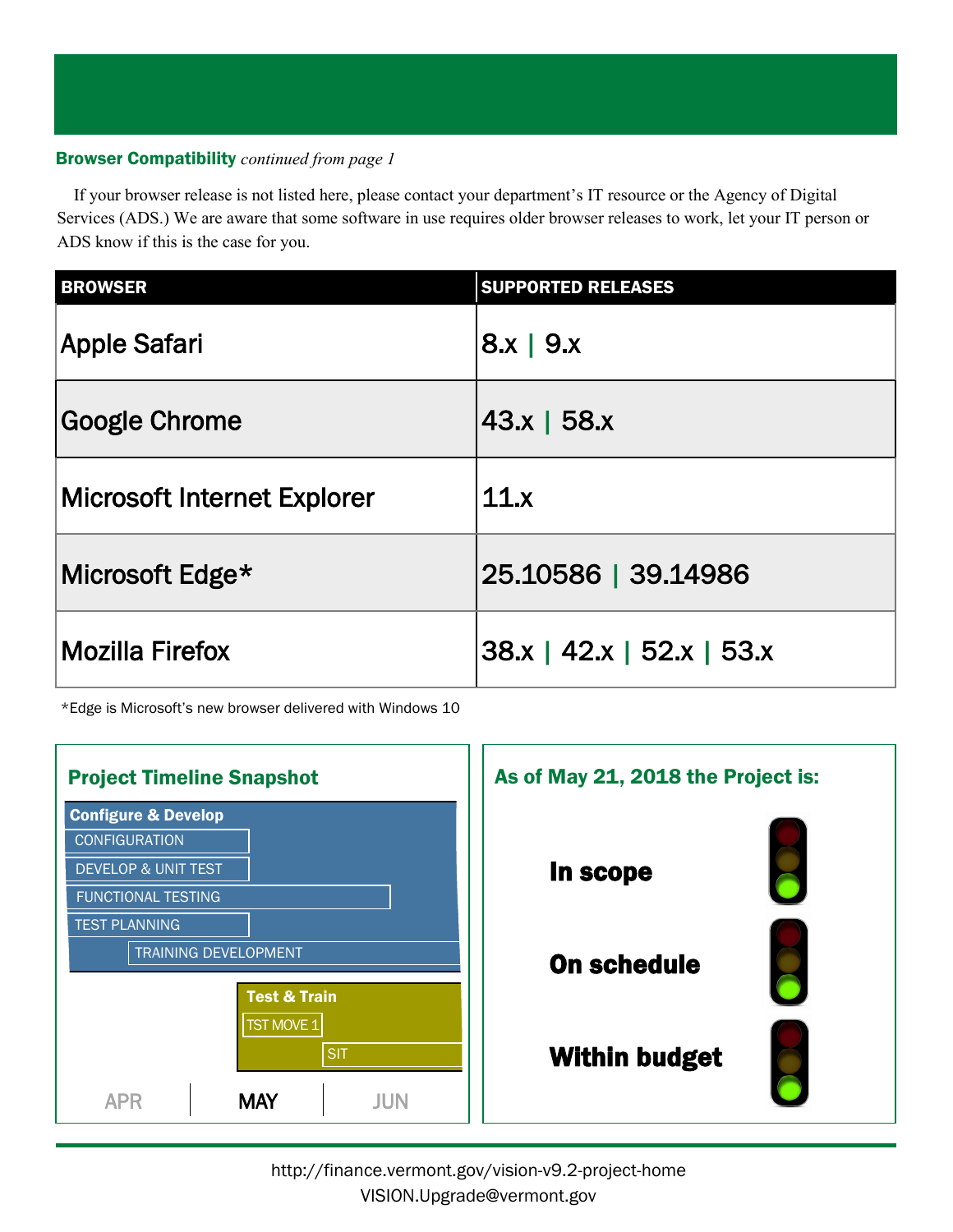**Browser Compatibility** *continued from page 1*

If your browser release is not listed here, please contact your department's IT resource or the Agency of Digital Services (ADS.) We are aware that some software in use requires older browser releases to work, let your IT person or ADS know if this is the case for you.

| BROWSER | SUPPORTED RELEASES |
|---|---|
| Apple Safari | 8.x \| 9.x |
| Google Chrome | 43.x \| 58.x |
| Microsoft Internet Explorer | 11.x |
| Microsoft Edge* | 25.10586 \| 39.14986 |
| Mozilla Firefox | 38.x \| 42.x \| 52.x \| 53.x |

*Edge is Microsoft's new browser delivered with Windows 10

## Project Timeline Snapshot

**Configure & Develop**

CONFIGURATION

DEVELOP & UNIT TEST

FUNCTIONAL TESTING

TEST PLANNING

TRAINING DEVELOPMENT

**Test & Train**

TST MOVE 1

SIT

APR

MAY

JUN

## As of May 21, 2018 the Project is:

**In scope**

**On schedule**

**Within budget**

http://finance.vermont.gov/vision-v9.2-project-home
VISION.Upgrade@vermont.gov